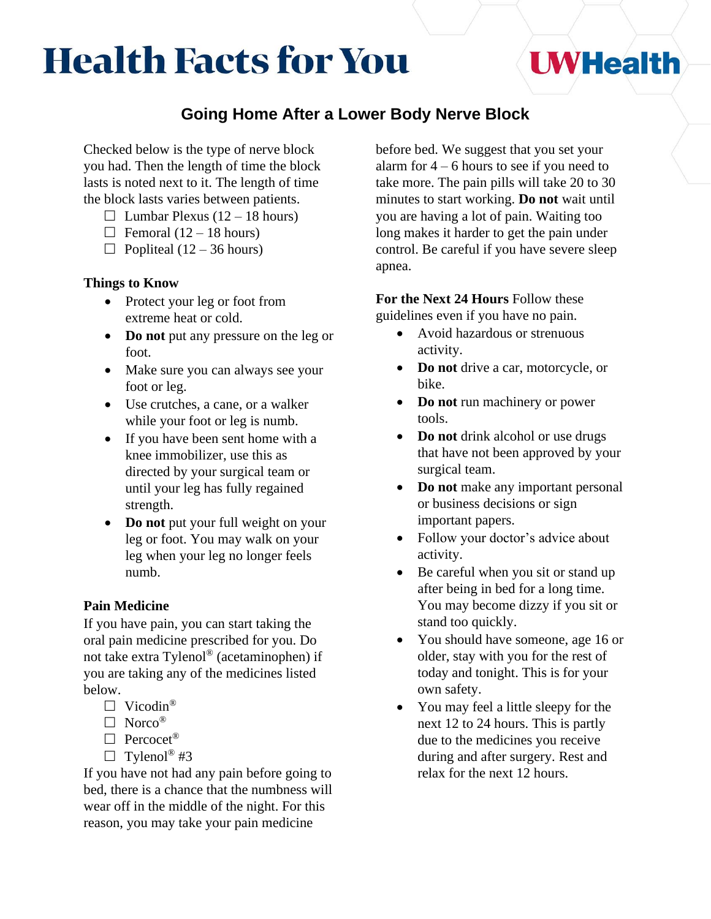# Health Facts for You

UW Health

## Going Home After a Lower Body Nerve Block

Checked below is the type of nerve block you had. Then the length of time the block lasts is noted next to it. The length of time the block lasts varies between patients.

- ☐ Lumbar Plexus (12 – 18 hours)
- ☐ Femoral (12 – 18 hours)
- ☐ Popliteal (12 – 36 hours)

**Things to Know**

- Protect your leg or foot from extreme heat or cold.
- **Do not** put any pressure on the leg or foot.
- Make sure you can always see your foot or leg.
- Use crutches, a cane, or a walker while your foot or leg is numb.
- If you have been sent home with a knee immobilizer, use this as directed by your surgical team or until your leg has fully regained strength.
- **Do not** put your full weight on your leg or foot. You may walk on your leg when your leg no longer feels numb.

**Pain Medicine**

If you have pain, you can start taking the oral pain medicine prescribed for you. Do not take extra Tylenol® (acetaminophen) if you are taking any of the medicines listed below.

- ☐ Vicodin®
- ☐ Norco®
- ☐ Percocet®
- ☐ Tylenol® #3

If you have not had any pain before going to bed, there is a chance that the numbness will wear off in the middle of the night. For this reason, you may take your pain medicine before bed. We suggest that you set your alarm for 4 – 6 hours to see if you need to take more. The pain pills will take 20 to 30 minutes to start working. **Do not** wait until you are having a lot of pain. Waiting too long makes it harder to get the pain under control. Be careful if you have severe sleep apnea.

**For the Next 24 Hours** Follow these guidelines even if you have no pain.

- Avoid hazardous or strenuous activity.
- **Do not** drive a car, motorcycle, or bike.
- **Do not** run machinery or power tools.
- **Do not** drink alcohol or use drugs that have not been approved by your surgical team.
- **Do not** make any important personal or business decisions or sign important papers.
- Follow your doctor's advice about activity.
- Be careful when you sit or stand up after being in bed for a long time. You may become dizzy if you sit or stand too quickly.
- You should have someone, age 16 or older, stay with you for the rest of today and tonight. This is for your own safety.
- You may feel a little sleepy for the next 12 to 24 hours. This is partly due to the medicines you receive during and after surgery. Rest and relax for the next 12 hours.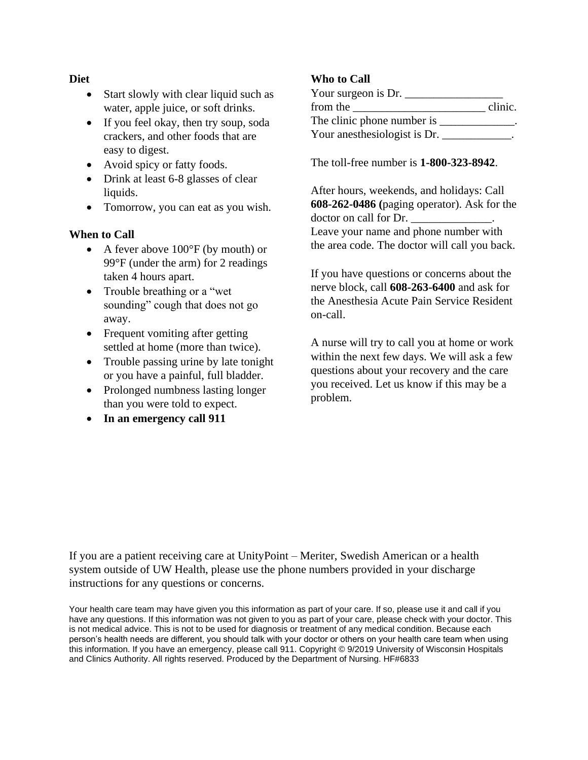### Diet

- Start slowly with clear liquid such as water, apple juice, or soft drinks.
- If you feel okay, then try soup, soda crackers, and other foods that are easy to digest.
- Avoid spicy or fatty foods.
- Drink at least 6-8 glasses of clear liquids.
- Tomorrow, you can eat as you wish.

### When to Call

- A fever above 100°F (by mouth) or 99°F (under the arm) for 2 readings taken 4 hours apart.
- Trouble breathing or a "wet sounding" cough that does not go away.
- Frequent vomiting after getting settled at home (more than twice).
- Trouble passing urine by late tonight or you have a painful, full bladder.
- Prolonged numbness lasting longer than you were told to expect.
- **In an emergency call 911**

### Who to Call

Your surgeon is Dr. _________________ from the _______________________ clinic. The clinic phone number is _____________. Your anesthesiologist is Dr. ____________.

The toll-free number is **1-800-323-8942**.

After hours, weekends, and holidays: Call **608-262-0486 (**paging operator). Ask for the doctor on call for Dr. ______________. Leave your name and phone number with the area code. The doctor will call you back.

If you have questions or concerns about the nerve block, call **608-263-6400** and ask for the Anesthesia Acute Pain Service Resident on-call.

A nurse will try to call you at home or work within the next few days. We will ask a few questions about your recovery and the care you received. Let us know if this may be a problem.

If you are a patient receiving care at UnityPoint – Meriter, Swedish American or a health system outside of UW Health, please use the phone numbers provided in your discharge instructions for any questions or concerns.

Your health care team may have given you this information as part of your care. If so, please use it and call if you have any questions. If this information was not given to you as part of your care, please check with your doctor. This is not medical advice. This is not to be used for diagnosis or treatment of any medical condition. Because each person's health needs are different, you should talk with your doctor or others on your health care team when using this information. If you have an emergency, please call 911. Copyright © 9/2019 University of Wisconsin Hospitals and Clinics Authority. All rights reserved. Produced by the Department of Nursing. HF#6833